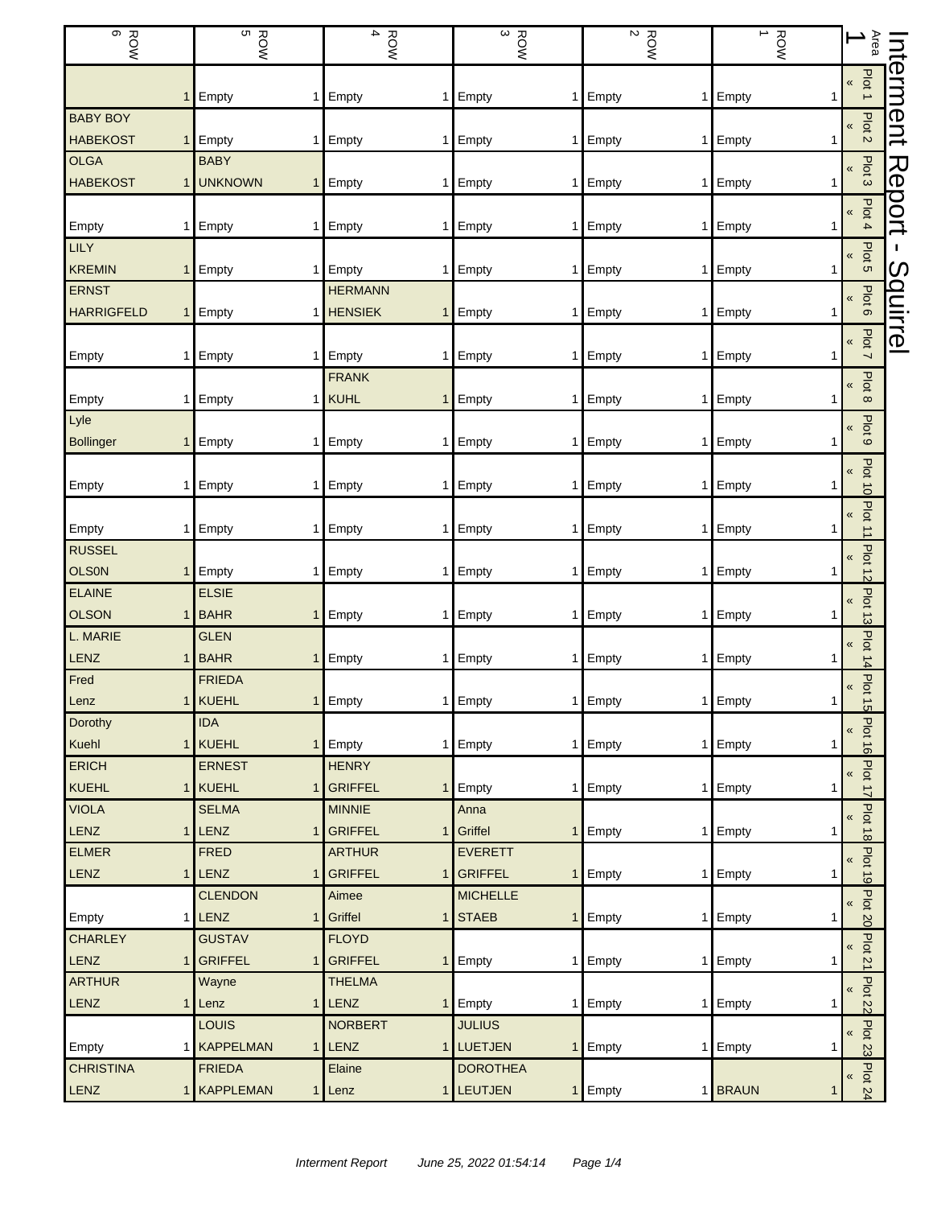# Interment Report - Squirrel

Area 1

| Plot | ROW 1 | ROW 2 | ROW 3 | ROW 4 | ROW 5 | ROW 6 |
|---|---|---|---|---|---|---|
| Plot 1 « | Empty 1 | Empty 1 | Empty 1 | Empty 1 | Empty 1 | 1 |
| Plot 2 « | Empty 1 | Empty 1 | Empty 1 | Empty 1 | Empty 1 | BABY BOY HABEKOST 1 |
| Plot 3 « | Empty 1 | Empty 1 | Empty 1 | Empty 1 | BABY UNKNOWN 1 | OLGA HABEKOST 1 |
| Plot 4 « | Empty 1 | Empty 1 | Empty 1 | Empty 1 | Empty 1 | Empty 1 |
| Plot 5 « | Empty 1 | Empty 1 | Empty 1 | Empty 1 | Empty 1 | LILY KREMIN 1 |
| Plot 6 « | Empty 1 | Empty 1 | Empty 1 | HERMANN HENSIEK 1 | Empty 1 | ERNST HARRIGFELD 1 |
| Plot 7 « | Empty 1 | Empty 1 | Empty 1 | Empty 1 | Empty 1 | Empty 1 |
| Plot 8 « | Empty 1 | Empty 1 | Empty 1 | FRANK KUHL 1 | Empty 1 | Empty 1 |
| Plot 9 « | Empty 1 | Empty 1 | Empty 1 | Empty 1 | Empty 1 | Lyle Bollinger 1 |
| Plot 10 « | Empty 1 | Empty 1 | Empty 1 | Empty 1 | Empty 1 | Empty 1 |
| Plot 11 « | Empty 1 | Empty 1 | Empty 1 | Empty 1 | Empty 1 | Empty 1 |
| Plot 12 « | Empty 1 | Empty 1 | Empty 1 | Empty 1 | Empty 1 | RUSSEL OLS0N 1 |
| Plot 13 « | Empty 1 | Empty 1 | Empty 1 | Empty 1 | ELSIE BAHR 1 | ELAINE OLSON 1 |
| Plot 14 « | Empty 1 | Empty 1 | Empty 1 | Empty 1 | GLEN BAHR 1 | L. MARIE LENZ 1 |
| Plot 15 « | Empty 1 | Empty 1 | Empty 1 | Empty 1 | FRIEDA KUEHL 1 | Fred Lenz 1 |
| Plot 16 « | Empty 1 | Empty 1 | Empty 1 | Empty 1 | IDA KUEHL 1 | Dorothy Kuehl 1 |
| Plot 17 « | Empty 1 | Empty 1 | Empty 1 | HENRY GRIFFEL 1 | ERNEST KUEHL 1 | ERICH KUEHL 1 |
| Plot 18 « | Empty 1 | Empty 1 | Anna Griffel 1 | MINNIE GRIFFEL 1 | SELMA LENZ 1 | VIOLA LENZ 1 |
| Plot 19 « | Empty 1 | Empty 1 | EVERETT GRIFFEL 1 | ARTHUR GRIFFEL 1 | FRED LENZ 1 | ELMER LENZ 1 |
| Plot 20 « | Empty 1 | Empty 1 | MICHELLE STAEB 1 | Aimee Griffel 1 | CLENDON LENZ 1 | Empty 1 |
| Plot 21 « | Empty 1 | Empty 1 | Empty 1 | FLOYD GRIFFEL 1 | GUSTAV GRIFFEL 1 | CHARLEY LENZ 1 |
| Plot 22 « | Empty 1 | Empty 1 | Empty 1 | THELMA LENZ 1 | Wayne Lenz 1 | ARTHUR LENZ 1 |
| Plot 23 « | Empty 1 | Empty 1 | JULIUS LUETJEN 1 | NORBERT LENZ 1 | LOUIS KAPPELMAN 1 | Empty 1 |
| Plot 24 « | BRAUN 1 | Empty 1 | DOROTHEA LEUTJEN 1 | Elaine Lenz 1 | FRIEDA KAPPLEMAN 1 | CHRISTINA LENZ 1 |

*Interment Report June 25, 2022 01:54:14*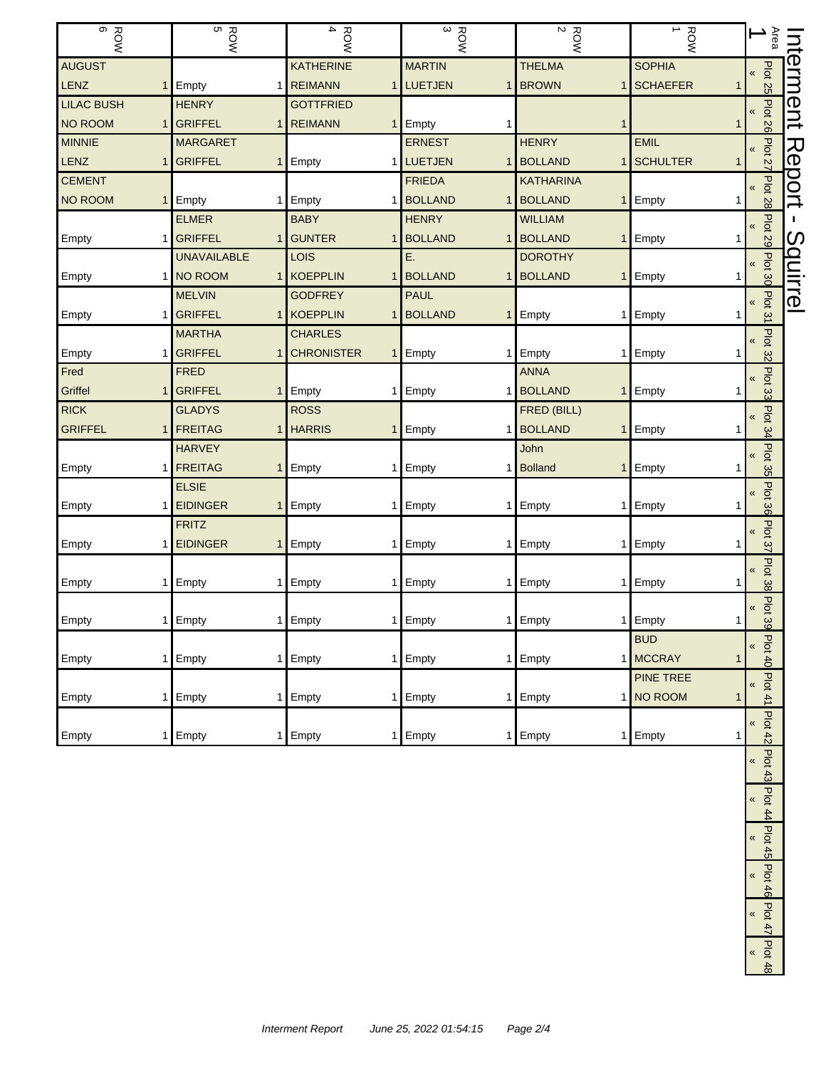# Interment Report - Squirrel

Area 1

| | ROW 1 | ROW 2 | ROW 3 | ROW 4 | ROW 5 | ROW 6 |
|---|---|---|---|---|---|---|
| « Plot 25 | SOPHIA SCHAEFER 1 | THELMA BROWN 1 | MARTIN LUETJEN 1 | KATHERINE REIMANN 1 | Empty 1 | AUGUST LENZ 1 |
| « Plot 26 | 1 | 1 | Empty 1 | GOTTFRIED REIMANN 1 | HENRY GRIFFEL 1 | LILAC BUSH NO ROOM 1 |
| « Plot 27 | EMIL SCHULTER 1 | HENRY BOLLAND 1 | ERNEST LUETJEN 1 | Empty 1 | MARGARET GRIFFEL 1 | MINNIE LENZ 1 |
| « Plot 28 | Empty 1 | KATHARINA BOLLAND 1 | FRIEDA BOLLAND 1 | Empty 1 | Empty 1 | CEMENT NO ROOM 1 |
| « Plot 29 | Empty 1 | WILLIAM BOLLAND 1 | HENRY BOLLAND 1 | BABY GUNTER 1 | ELMER GRIFFEL 1 | Empty 1 |
| « Plot 30 | Empty 1 | DOROTHY BOLLAND 1 | E. BOLLAND 1 | LOIS KOEPPLIN 1 | UNAVAILABLE NO ROOM 1 | Empty 1 |
| « Plot 31 | Empty 1 | Empty 1 | PAUL BOLLAND 1 | GODFREY KOEPPLIN 1 | MELVIN GRIFFEL 1 | Empty 1 |
| « Plot 32 | Empty 1 | Empty 1 | Empty 1 | CHARLES CHRONISTER 1 | MARTHA GRIFFEL 1 | Empty 1 |
| « Plot 33 | Empty 1 | ANNA BOLLAND 1 | Empty 1 | Empty 1 | FRED GRIFFEL 1 | Fred Griffel 1 |
| « Plot 34 | Empty 1 | FRED (BILL) BOLLAND 1 | Empty 1 | ROSS HARRIS 1 | GLADYS FREITAG 1 | RICK GRIFFEL 1 |
| « Plot 35 | Empty 1 | John Bolland 1 | Empty 1 | Empty 1 | HARVEY FREITAG 1 | Empty 1 |
| « Plot 36 | Empty 1 | Empty 1 | Empty 1 | Empty 1 | ELSIE EIDINGER 1 | Empty 1 |
| « Plot 37 | Empty 1 | Empty 1 | Empty 1 | Empty 1 | FRITZ EIDINGER 1 | Empty 1 |
| « Plot 38 | Empty 1 | Empty 1 | Empty 1 | Empty 1 | Empty 1 | Empty 1 |
| « Plot 39 | Empty 1 | Empty 1 | Empty 1 | Empty 1 | Empty 1 | Empty 1 |
| « Plot 40 | BUD MCCRAY 1 | Empty 1 | Empty 1 | Empty 1 | Empty 1 | Empty 1 |
| « Plot 41 | PINE TREE NO ROOM 1 | Empty 1 | Empty 1 | Empty 1 | Empty 1 | Empty 1 |
| « Plot 42 | Empty 1 | Empty 1 | Empty 1 | Empty 1 | Empty 1 | Empty 1 |
| « Plot 43 | | | | | | |
| « Plot 44 | | | | | | |
| « Plot 45 | | | | | | |
| « Plot 46 | | | | | | |
| « Plot 47 | | | | | | |
| « Plot 48 | | | | | | |

*Interment Report June 25, 2022 01:54:15*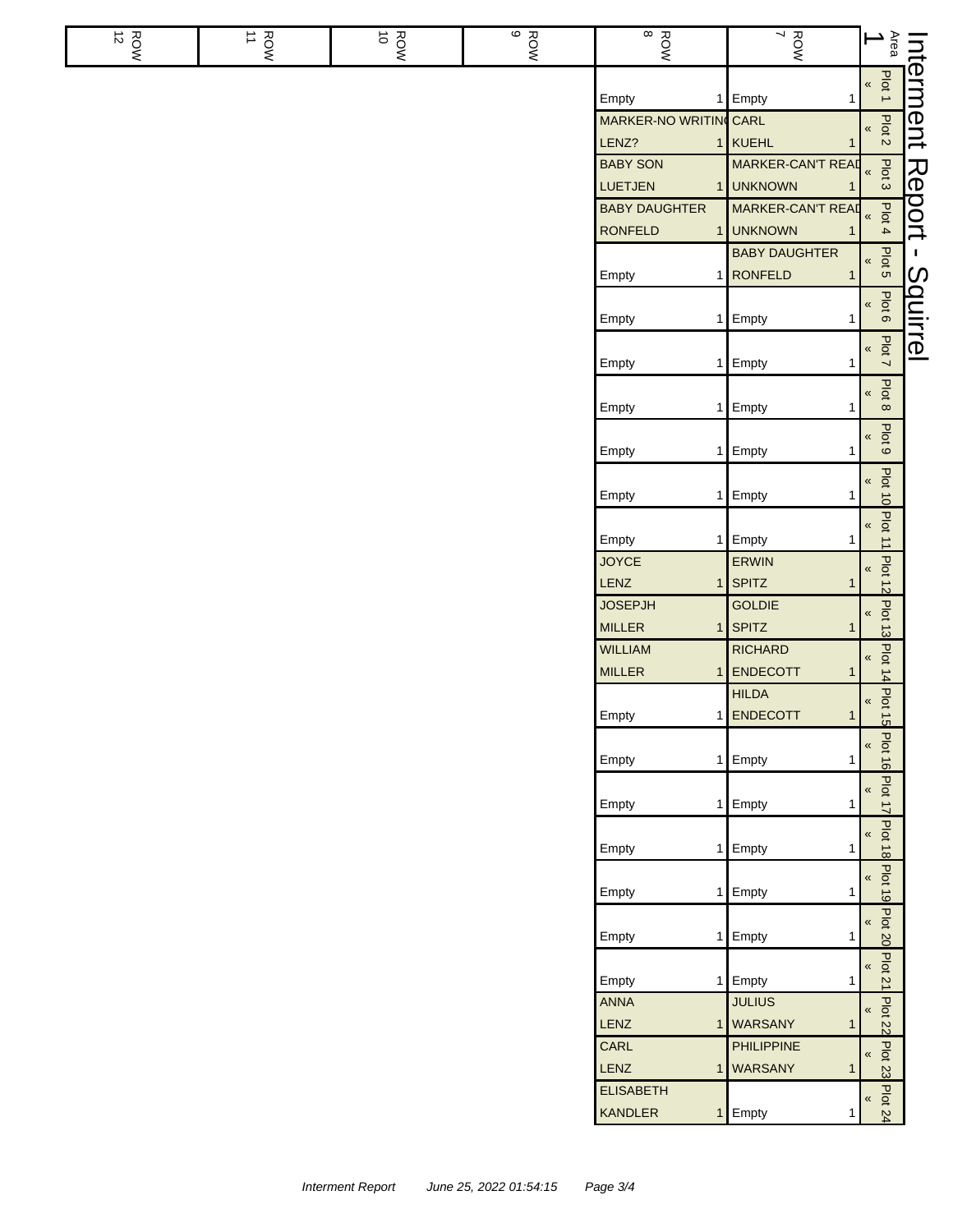# Interment Report - Squirrel

Area 1

| Plot | ROW 7 | ROW 8 | ROW 9 | ROW 10 | ROW 11 | ROW 12 |
|---|---|---|---|---|---|---|
| Plot 1 « | Empty 1 | Empty 1 | | | | |
| Plot 2 « | CARL KUEHL 1 | MARKER-NO WRITING LENZ? 1 | | | | |
| Plot 3 « | MARKER-CAN'T READ UNKNOWN 1 | BABY SON LUETJEN 1 | | | | |
| Plot 4 « | MARKER-CAN'T READ UNKNOWN 1 | BABY DAUGHTER RONFELD 1 | | | | |
| Plot 5 « | BABY DAUGHTER RONFELD 1 | Empty 1 | | | | |
| Plot 6 « | Empty 1 | Empty 1 | | | | |
| Plot 7 « | Empty 1 | Empty 1 | | | | |
| Plot 8 « | Empty 1 | Empty 1 | | | | |
| Plot 9 « | Empty 1 | Empty 1 | | | | |
| Plot 10 « | Empty 1 | Empty 1 | | | | |
| Plot 11 « | Empty 1 | Empty 1 | | | | |
| Plot 12 « | ERWIN SPITZ 1 | JOYCE LENZ 1 | | | | |
| Plot 13 « | GOLDIE SPITZ 1 | JOSEPJH MILLER 1 | | | | |
| Plot 14 « | RICHARD ENDECOTT 1 | WILLIAM MILLER 1 | | | | |
| Plot 15 « | HILDA ENDECOTT 1 | Empty 1 | | | | |
| Plot 16 « | Empty 1 | Empty 1 | | | | |
| Plot 17 « | Empty 1 | Empty 1 | | | | |
| Plot 18 « | Empty 1 | Empty 1 | | | | |
| Plot 19 « | Empty 1 | Empty 1 | | | | |
| Plot 20 « | Empty 1 | Empty 1 | | | | |
| Plot 21 « | Empty 1 | Empty 1 | | | | |
| Plot 22 « | JULIUS WARSANY 1 | ANNA LENZ 1 | | | | |
| Plot 23 « | PHILIPPINE WARSANY 1 | CARL LENZ 1 | | | | |
| Plot 24 « | Empty 1 | ELISABETH KANDLER 1 | | | | |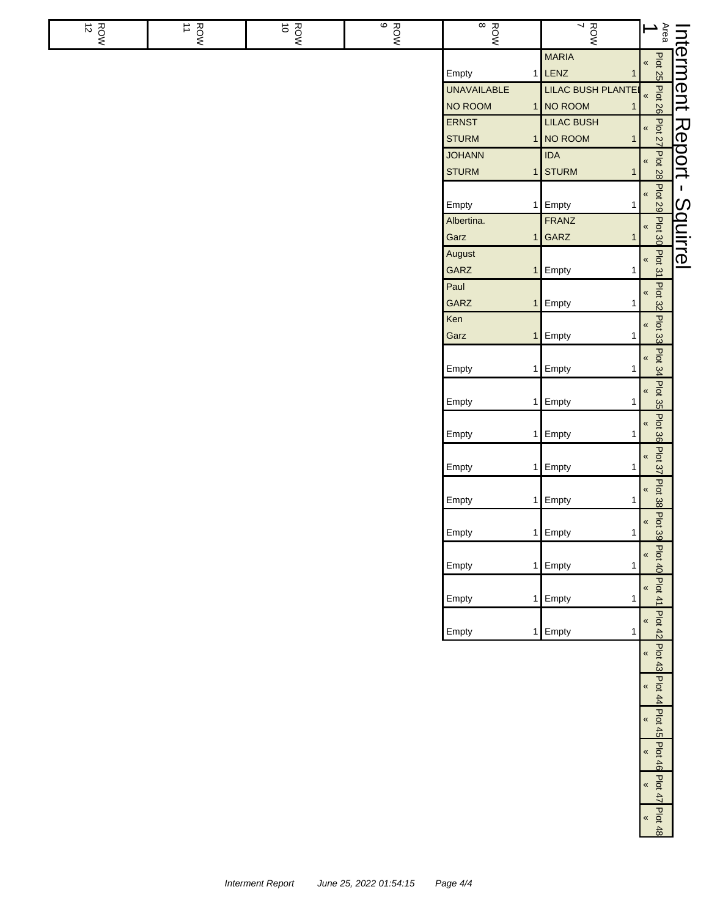# Interment Report - Squirrel

| Area 1 | ROW 7 | ROW 8 | ROW 9 | ROW 10 | ROW 11 | ROW 12 |
|---|---|---|---|---|---|---|
| Plot 25 « | MARIA LENZ 1 | Empty 1 | | | | |
| Plot 26 « | LILAC BUSH PLANTEI NO ROOM 1 | UNAVAILABLE NO ROOM 1 | | | | |
| Plot 27 « | LILAC BUSH NO ROOM 1 | ERNST STURM 1 | | | | |
| Plot 28 « | IDA STURM 1 | JOHANN STURM 1 | | | | |
| Plot 29 « | Empty 1 | Empty 1 | | | | |
| Plot 30 « | FRANZ GARZ 1 | Albertina. Garz 1 | | | | |
| Plot 31 « | Empty 1 | August GARZ 1 | | | | |
| Plot 32 « | Empty 1 | Paul GARZ 1 | | | | |
| Plot 33 « | Empty 1 | Ken Garz 1 | | | | |
| Plot 34 « | Empty 1 | Empty 1 | | | | |
| Plot 35 « | Empty 1 | Empty 1 | | | | |
| Plot 36 « | Empty 1 | Empty 1 | | | | |
| Plot 37 « | Empty 1 | Empty 1 | | | | |
| Plot 38 « | Empty 1 | Empty 1 | | | | |
| Plot 39 « | Empty 1 | Empty 1 | | | | |
| Plot 40 « | Empty 1 | Empty 1 | | | | |
| Plot 41 « | Empty 1 | Empty 1 | | | | |
| Plot 42 « | Empty 1 | Empty 1 | | | | |
| Plot 43 « | | | | | | |
| Plot 44 « | | | | | | |
| Plot 45 « | | | | | | |
| Plot 46 « | | | | | | |
| Plot 47 « | | | | | | |
| Plot 48 « | | | | | | |

*Interment Report June 25, 2022 01:54:15*